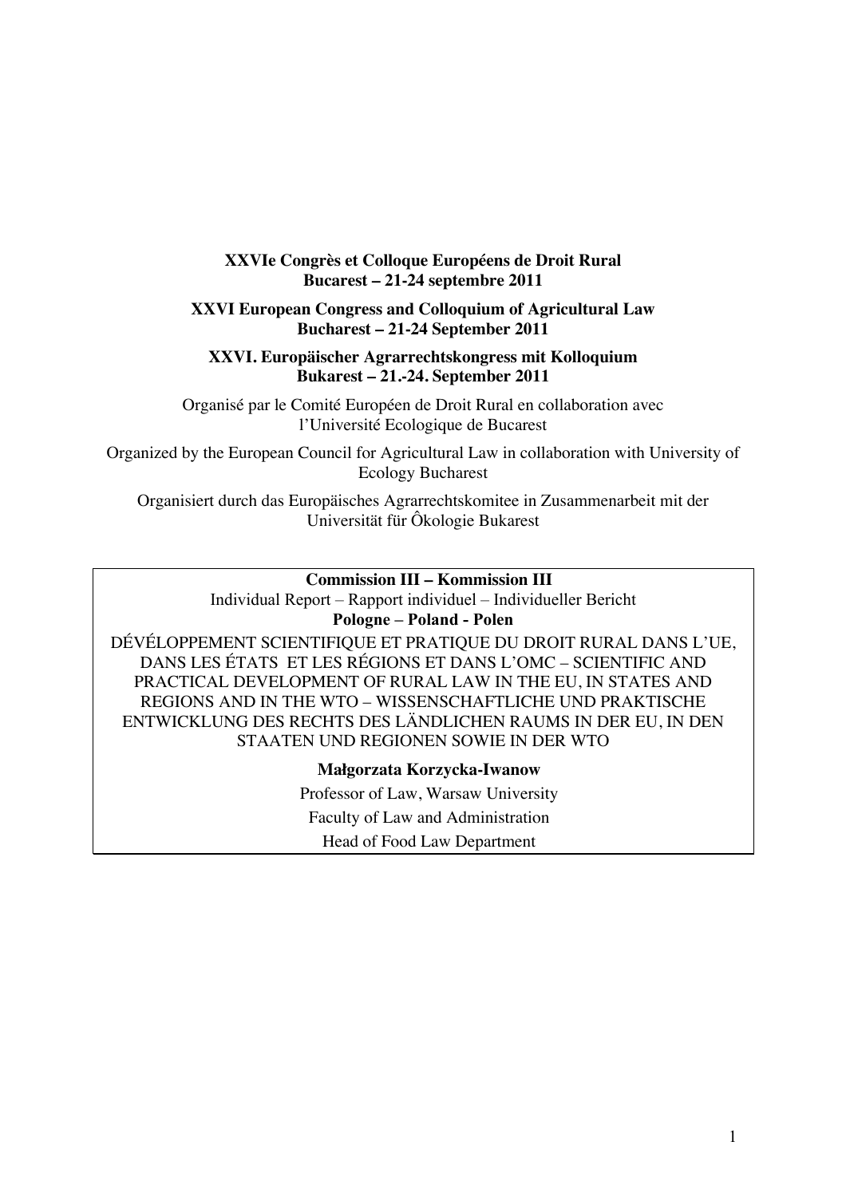**XXVIe Congrès et Colloque Européens de Droit Rural**
**Bucarest – 21-24 septembre 2011**

**XXVI European Congress and Colloquium of Agricultural Law**
**Bucharest – 21-24 September 2011**

**XXVI. Europäischer Agrarrechtskongress mit Kolloquium**
**Bukarest – 21.-24. September 2011**

Organisé par le Comité Européen de Droit Rural en collaboration avec l'Université Ecologique de Bucarest

Organized by the European Council for Agricultural Law in collaboration with University of Ecology Bucharest

Organisiert durch das Europäisches Agrarrechtskomitee in Zusammenarbeit mit der Universität für Ôkologie Bukarest

**Commission III – Kommission III**

Individual Report – Rapport individuel – Individueller Bericht

**Pologne – Poland - Polen**

DÉVÉLOPPEMENT SCIENTIFIQUE ET PRATIQUE DU DROIT RURAL DANS L'UE, DANS LES ÉTATS ET LES RÉGIONS ET DANS L'OMC – SCIENTIFIC AND PRACTICAL DEVELOPMENT OF RURAL LAW IN THE EU, IN STATES AND REGIONS AND IN THE WTO – WISSENSCHAFTLICHE UND PRAKTISCHE ENTWICKLUNG DES RECHTS DES LÄNDLICHEN RAUMS IN DER EU, IN DEN STAATEN UND REGIONEN SOWIE IN DER WTO

**Małgorzata Korzycka-Iwanow**

Professor of Law, Warsaw University

Faculty of Law and Administration

Head of Food Law Department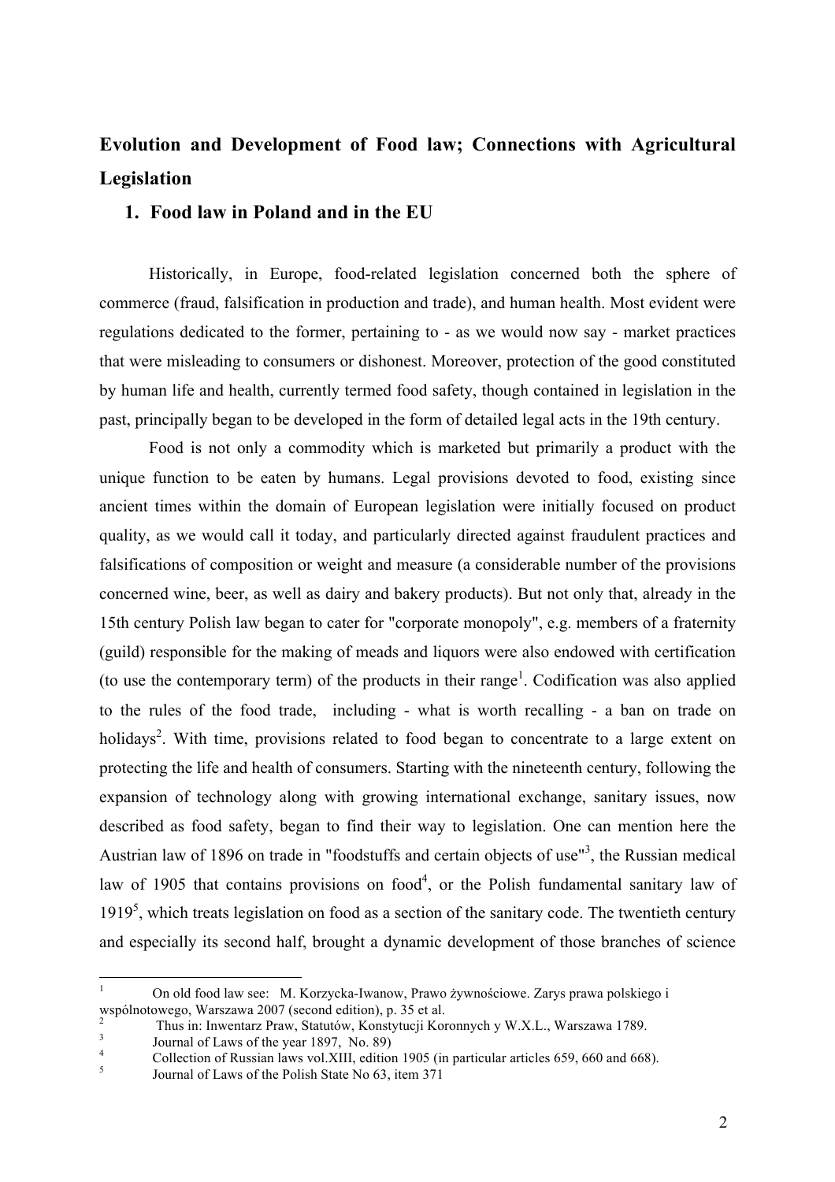## Evolution and Development of Food law; Connections with Agricultural Legislation

### 1. Food law in Poland and in the EU

Historically, in Europe, food-related legislation concerned both the sphere of commerce (fraud, falsification in production and trade), and human health. Most evident were regulations dedicated to the former, pertaining to - as we would now say - market practices that were misleading to consumers or dishonest. Moreover, protection of the good constituted by human life and health, currently termed food safety, though contained in legislation in the past, principally began to be developed in the form of detailed legal acts in the 19th century.

Food is not only a commodity which is marketed but primarily a product with the unique function to be eaten by humans. Legal provisions devoted to food, existing since ancient times within the domain of European legislation were initially focused on product quality, as we would call it today, and particularly directed against fraudulent practices and falsifications of composition or weight and measure (a considerable number of the provisions concerned wine, beer, as well as dairy and bakery products). But not only that, already in the 15th century Polish law began to cater for "corporate monopoly", e.g. members of a fraternity (guild) responsible for the making of meads and liquors were also endowed with certification (to use the contemporary term) of the products in their range[1]. Codification was also applied to the rules of the food trade, including - what is worth recalling - a ban on trade on holidays[2]. With time, provisions related to food began to concentrate to a large extent on protecting the life and health of consumers. Starting with the nineteenth century, following the expansion of technology along with growing international exchange, sanitary issues, now described as food safety, began to find their way to legislation. One can mention here the Austrian law of 1896 on trade in "foodstuffs and certain objects of use"[3], the Russian medical law of 1905 that contains provisions on food[4], or the Polish fundamental sanitary law of 1919[5], which treats legislation on food as a section of the sanitary code. The twentieth century and especially its second half, brought a dynamic development of those branches of science

---

[1] On old food law see: M. Korzycka-Iwanow, Prawo żywnościowe. Zarys prawa polskiego i wspólnotowego, Warszawa 2007 (second edition), p. 35 et al.

[2] Thus in: Inwentarz Praw, Statutów, Konstytucji Koronnych y W.X.L., Warszawa 1789.

[3] Journal of Laws of the year 1897, No. 89)

[4] Collection of Russian laws vol.XIII, edition 1905 (in particular articles 659, 660 and 668).

[5] Journal of Laws of the Polish State No 63, item 371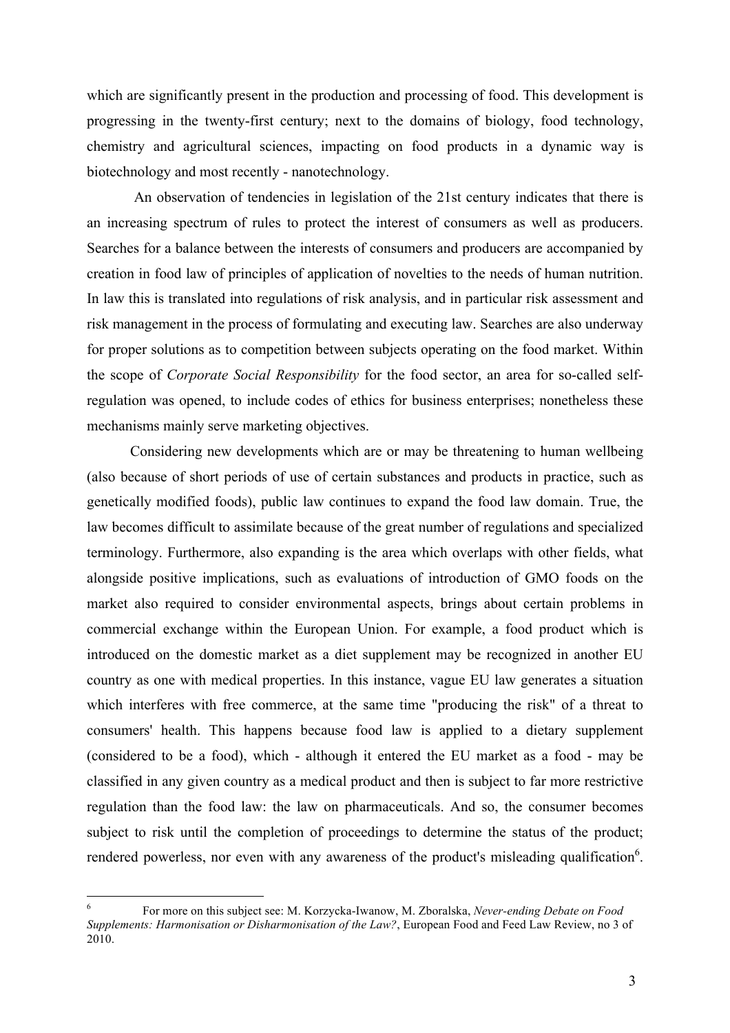which are significantly present in the production and processing of food. This development is progressing in the twenty-first century; next to the domains of biology, food technology, chemistry and agricultural sciences, impacting on food products in a dynamic way is biotechnology and most recently - nanotechnology.

An observation of tendencies in legislation of the 21st century indicates that there is an increasing spectrum of rules to protect the interest of consumers as well as producers. Searches for a balance between the interests of consumers and producers are accompanied by creation in food law of principles of application of novelties to the needs of human nutrition. In law this is translated into regulations of risk analysis, and in particular risk assessment and risk management in the process of formulating and executing law. Searches are also underway for proper solutions as to competition between subjects operating on the food market. Within the scope of *Corporate Social Responsibility* for the food sector, an area for so-called self-regulation was opened, to include codes of ethics for business enterprises; nonetheless these mechanisms mainly serve marketing objectives.

Considering new developments which are or may be threatening to human wellbeing (also because of short periods of use of certain substances and products in practice, such as genetically modified foods), public law continues to expand the food law domain. True, the law becomes difficult to assimilate because of the great number of regulations and specialized terminology. Furthermore, also expanding is the area which overlaps with other fields, what alongside positive implications, such as evaluations of introduction of GMO foods on the market also required to consider environmental aspects, brings about certain problems in commercial exchange within the European Union. For example, a food product which is introduced on the domestic market as a diet supplement may be recognized in another EU country as one with medical properties. In this instance, vague EU law generates a situation which interferes with free commerce, at the same time "producing the risk" of a threat to consumers' health. This happens because food law is applied to a dietary supplement (considered to be a food), which - although it entered the EU market as a food - may be classified in any given country as a medical product and then is subject to far more restrictive regulation than the food law: the law on pharmaceuticals. And so, the consumer becomes subject to risk until the completion of proceedings to determine the status of the product; rendered powerless, nor even with any awareness of the product's misleading qualification[6].

---

[6] For more on this subject see: M. Korzycka-Iwanow, M. Zboralska, *Never-ending Debate on Food Supplements: Harmonisation or Disharmonisation of the Law?*, European Food and Feed Law Review, no 3 of 2010.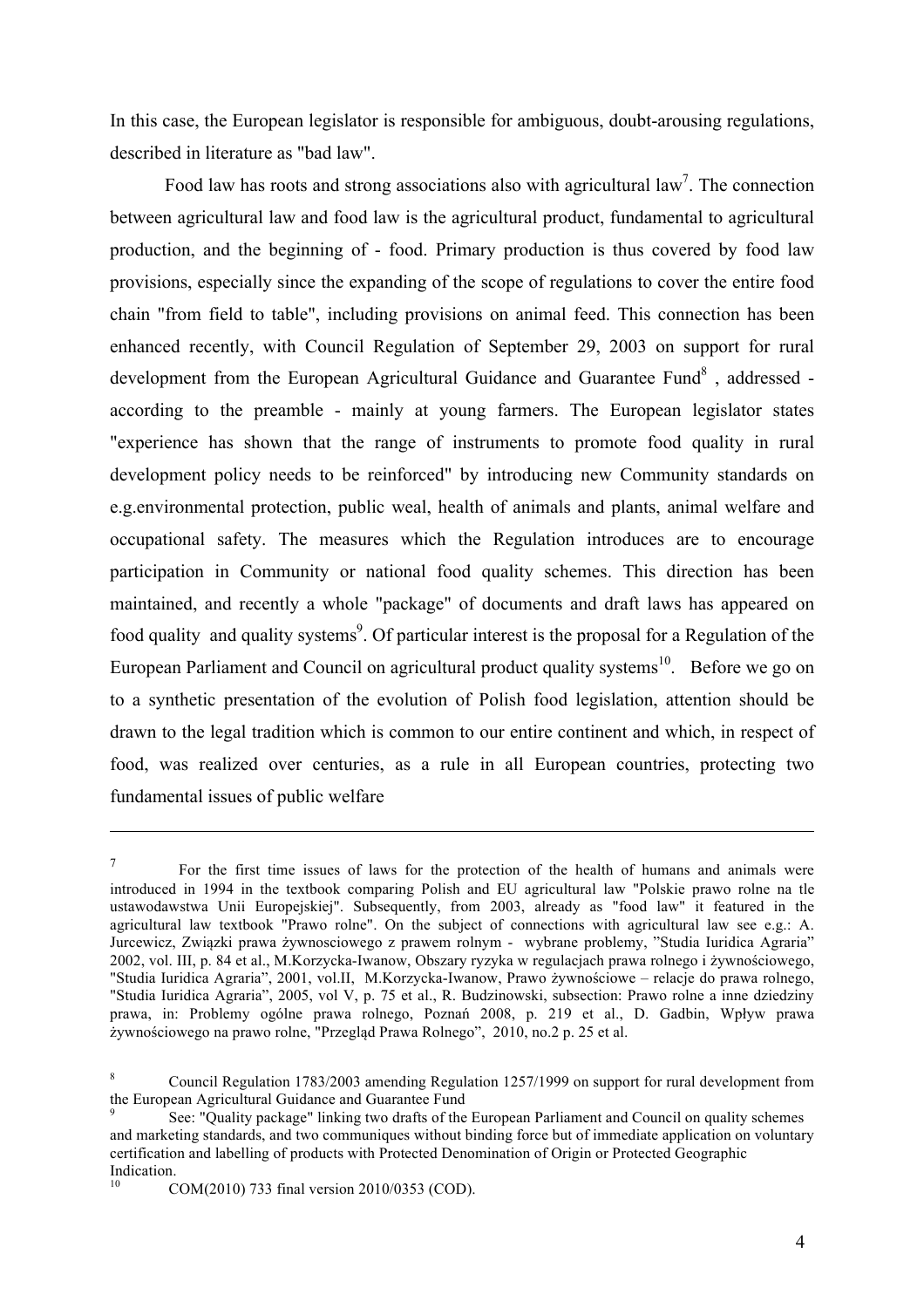In this case, the European legislator is responsible for ambiguous, doubt-arousing regulations, described in literature as "bad law".

Food law has roots and strong associations also with agricultural law[7]. The connection between agricultural law and food law is the agricultural product, fundamental to agricultural production, and the beginning of - food. Primary production is thus covered by food law provisions, especially since the expanding of the scope of regulations to cover the entire food chain "from field to table", including provisions on animal feed. This connection has been enhanced recently, with Council Regulation of September 29, 2003 on support for rural development from the European Agricultural Guidance and Guarantee Fund[8] , addressed - according to the preamble - mainly at young farmers. The European legislator states "experience has shown that the range of instruments to promote food quality in rural development policy needs to be reinforced" by introducing new Community standards on e.g.environmental protection, public weal, health of animals and plants, animal welfare and occupational safety. The measures which the Regulation introduces are to encourage participation in Community or national food quality schemes. This direction has been maintained, and recently a whole "package" of documents and draft laws has appeared on food quality and quality systems[9]. Of particular interest is the proposal for a Regulation of the European Parliament and Council on agricultural product quality systems[10]. Before we go on to a synthetic presentation of the evolution of Polish food legislation, attention should be drawn to the legal tradition which is common to our entire continent and which, in respect of food, was realized over centuries, as a rule in all European countries, protecting two fundamental issues of public welfare

---

[7] For the first time issues of laws for the protection of the health of humans and animals were introduced in 1994 in the textbook comparing Polish and EU agricultural law "Polskie prawo rolne na tle ustawodawstwa Unii Europejskiej". Subsequently, from 2003, already as "food law" it featured in the agricultural law textbook "Prawo rolne". On the subject of connections with agricultural law see e.g.: A. Jurcewicz, Związki prawa żywnosciowego z prawem rolnym - wybrane problemy, "Studia Iuridica Agraria" 2002, vol. III, p. 84 et al., M.Korzycka-Iwanow, Obszary ryzyka w regulacjach prawa rolnego i żywnościowego, "Studia Iuridica Agraria", 2001, vol.II, M.Korzycka-Iwanow, Prawo żywnościowe – relacje do prawa rolnego, "Studia Iuridica Agraria", 2005, vol V, p. 75 et al., R. Budzinowski, subsection: Prawo rolne a inne dziedziny prawa, in: Problemy ogólne prawa rolnego, Poznań 2008, p. 219 et al., D. Gadbin, Wpływ prawa żywnościowego na prawo rolne, "Przegląd Prawa Rolnego", 2010, no.2 p. 25 et al.

[8] Council Regulation 1783/2003 amending Regulation 1257/1999 on support for rural development from the European Agricultural Guidance and Guarantee Fund

[9] See: "Quality package" linking two drafts of the European Parliament and Council on quality schemes and marketing standards, and two communiques without binding force but of immediate application on voluntary certification and labelling of products with Protected Denomination of Origin or Protected Geographic Indication.

[10] COM(2010) 733 final version 2010/0353 (COD).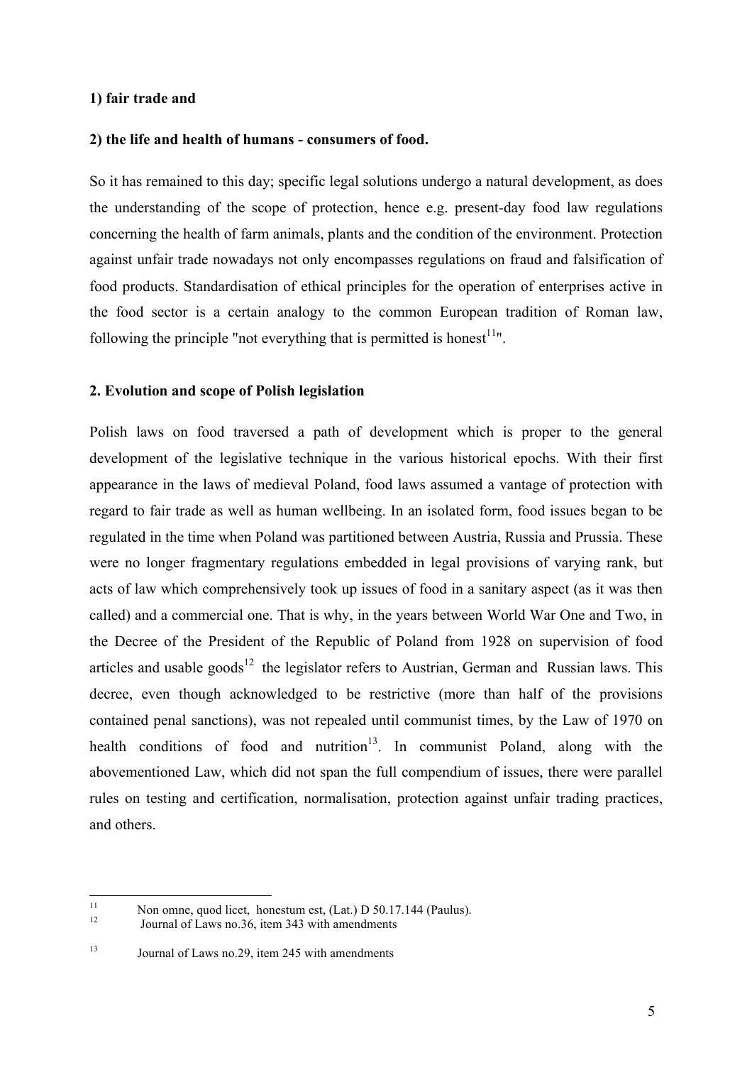**1) fair trade and**

**2) the life and health of humans - consumers of food.**

So it has remained to this day; specific legal solutions undergo a natural development, as does the understanding of the scope of protection, hence e.g. present-day food law regulations concerning the health of farm animals, plants and the condition of the environment. Protection against unfair trade nowadays not only encompasses regulations on fraud and falsification of food products. Standardisation of ethical principles for the operation of enterprises active in the food sector is a certain analogy to the common European tradition of Roman law, following the principle "not everything that is permitted is honest[11]".

## 2. Evolution and scope of Polish legislation

Polish laws on food traversed a path of development which is proper to the general development of the legislative technique in the various historical epochs. With their first appearance in the laws of medieval Poland, food laws assumed a vantage of protection with regard to fair trade as well as human wellbeing. In an isolated form, food issues began to be regulated in the time when Poland was partitioned between Austria, Russia and Prussia. These were no longer fragmentary regulations embedded in legal provisions of varying rank, but acts of law which comprehensively took up issues of food in a sanitary aspect (as it was then called) and a commercial one. That is why, in the years between World War One and Two, in the Decree of the President of the Republic of Poland from 1928 on supervision of food articles and usable goods[12] the legislator refers to Austrian, German and Russian laws. This decree, even though acknowledged to be restrictive (more than half of the provisions contained penal sanctions), was not repealed until communist times, by the Law of 1970 on health conditions of food and nutrition[13]. In communist Poland, along with the abovementioned Law, which did not span the full compendium of issues, there were parallel rules on testing and certification, normalisation, protection against unfair trading practices, and others.

---

[11] Non omne, quod licet, honestum est, (Lat.) D 50.17.144 (Paulus).

[12] Journal of Laws no.36, item 343 with amendments

[13] Journal of Laws no.29, item 245 with amendments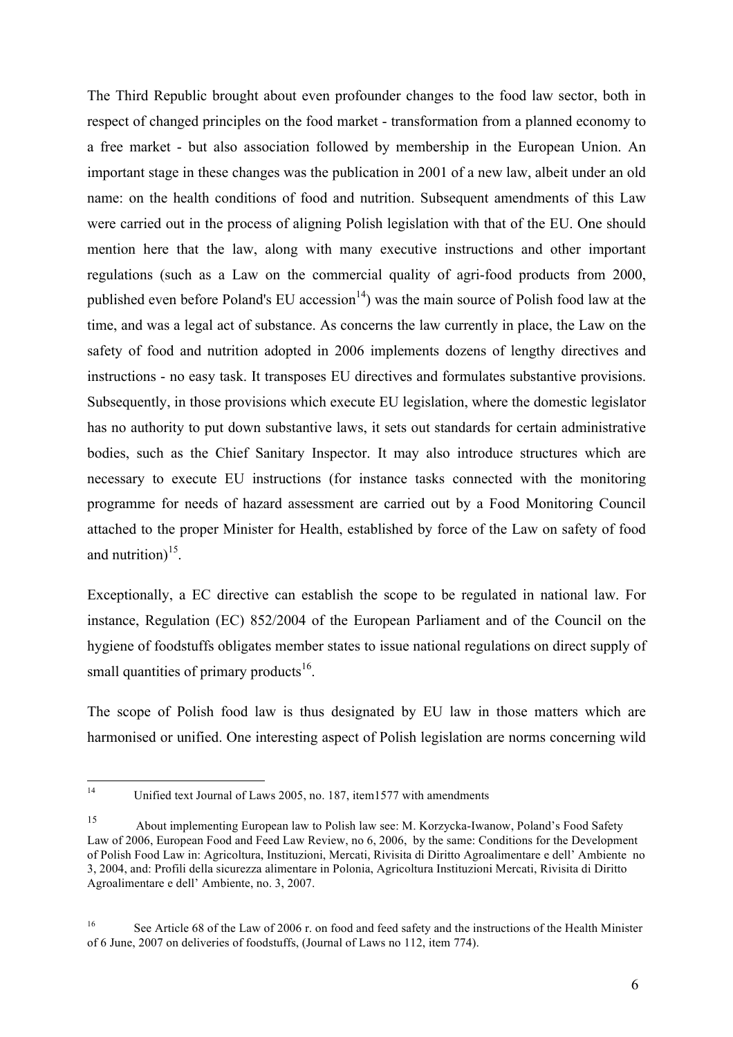The Third Republic brought about even profounder changes to the food law sector, both in respect of changed principles on the food market - transformation from a planned economy to a free market - but also association followed by membership in the European Union. An important stage in these changes was the publication in 2001 of a new law, albeit under an old name: on the health conditions of food and nutrition. Subsequent amendments of this Law were carried out in the process of aligning Polish legislation with that of the EU. One should mention here that the law, along with many executive instructions and other important regulations (such as a Law on the commercial quality of agri-food products from 2000, published even before Poland's EU accession[14]) was the main source of Polish food law at the time, and was a legal act of substance. As concerns the law currently in place, the Law on the safety of food and nutrition adopted in 2006 implements dozens of lengthy directives and instructions - no easy task. It transposes EU directives and formulates substantive provisions. Subsequently, in those provisions which execute EU legislation, where the domestic legislator has no authority to put down substantive laws, it sets out standards for certain administrative bodies, such as the Chief Sanitary Inspector. It may also introduce structures which are necessary to execute EU instructions (for instance tasks connected with the monitoring programme for needs of hazard assessment are carried out by a Food Monitoring Council attached to the proper Minister for Health, established by force of the Law on safety of food and nutrition)[15].

Exceptionally, a EC directive can establish the scope to be regulated in national law. For instance, Regulation (EC) 852/2004 of the European Parliament and of the Council on the hygiene of foodstuffs obligates member states to issue national regulations on direct supply of small quantities of primary products[16].

The scope of Polish food law is thus designated by EU law in those matters which are harmonised or unified. One interesting aspect of Polish legislation are norms concerning wild

---

[14] Unified text Journal of Laws 2005, no. 187, item1577 with amendments

[15] About implementing European law to Polish law see: M. Korzycka-Iwanow, Poland's Food Safety Law of 2006, European Food and Feed Law Review, no 6, 2006, by the same: Conditions for the Development of Polish Food Law in: Agricoltura, Instituzioni, Mercati, Rivisita di Diritto Agroalimentare e dell' Ambiente no 3, 2004, and: Profili della sicurezza alimentare in Polonia, Agricoltura Instituzioni Mercati, Rivisita di Diritto Agroalimentare e dell' Ambiente, no. 3, 2007.

[16] See Article 68 of the Law of 2006 r. on food and feed safety and the instructions of the Health Minister of 6 June, 2007 on deliveries of foodstuffs, (Journal of Laws no 112, item 774).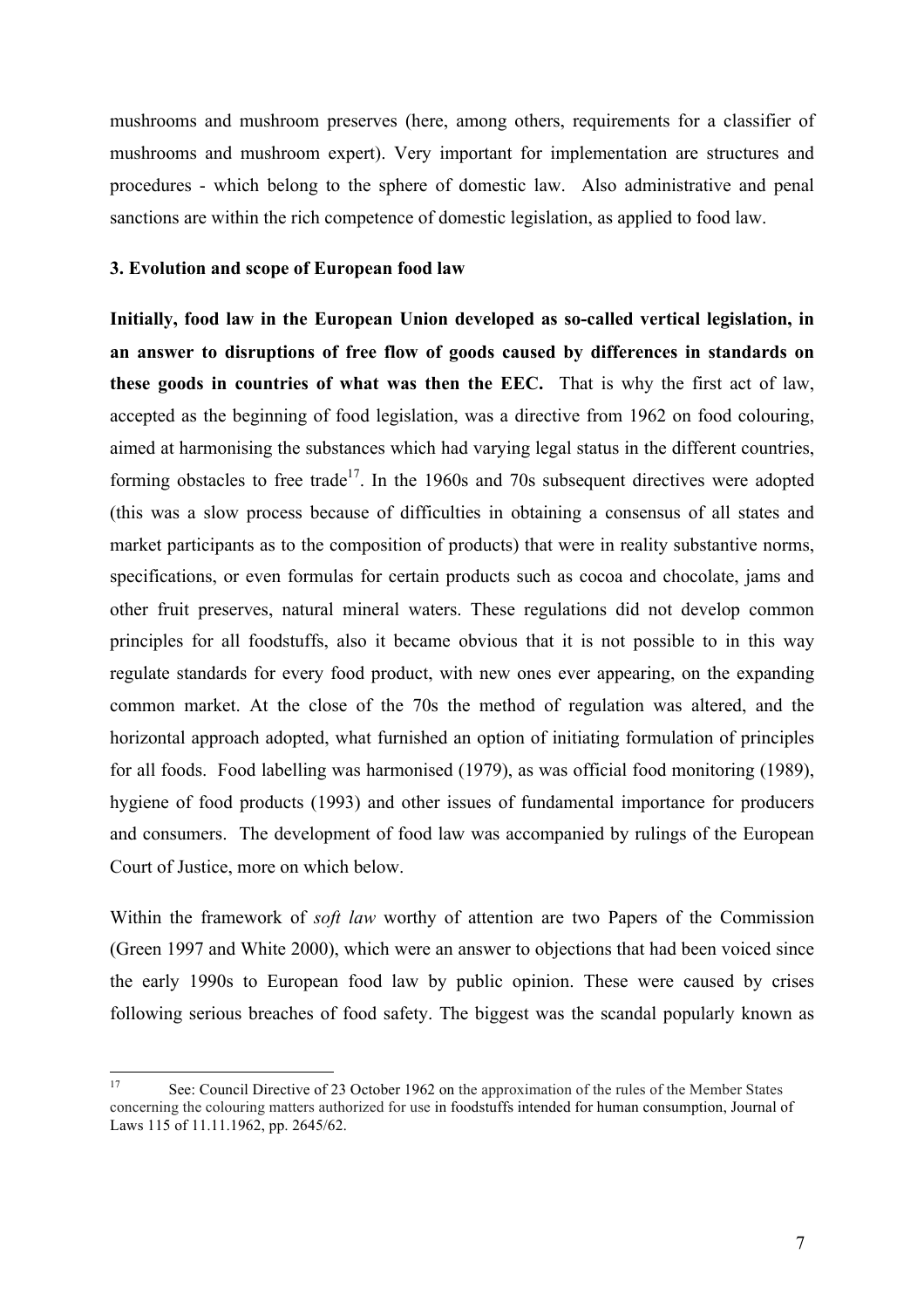mushrooms and mushroom preserves (here, among others, requirements for a classifier of mushrooms and mushroom expert). Very important for implementation are structures and procedures - which belong to the sphere of domestic law. Also administrative and penal sanctions are within the rich competence of domestic legislation, as applied to food law.

### 3. Evolution and scope of European food law

**Initially, food law in the European Union developed as so-called vertical legislation, in an answer to disruptions of free flow of goods caused by differences in standards on these goods in countries of what was then the EEC.** That is why the first act of law, accepted as the beginning of food legislation, was a directive from 1962 on food colouring, aimed at harmonising the substances which had varying legal status in the different countries, forming obstacles to free trade[17]. In the 1960s and 70s subsequent directives were adopted (this was a slow process because of difficulties in obtaining a consensus of all states and market participants as to the composition of products) that were in reality substantive norms, specifications, or even formulas for certain products such as cocoa and chocolate, jams and other fruit preserves, natural mineral waters. These regulations did not develop common principles for all foodstuffs, also it became obvious that it is not possible to in this way regulate standards for every food product, with new ones ever appearing, on the expanding common market. At the close of the 70s the method of regulation was altered, and the horizontal approach adopted, what furnished an option of initiating formulation of principles for all foods. Food labelling was harmonised (1979), as was official food monitoring (1989), hygiene of food products (1993) and other issues of fundamental importance for producers and consumers. The development of food law was accompanied by rulings of the European Court of Justice, more on which below.

Within the framework of *soft law* worthy of attention are two Papers of the Commission (Green 1997 and White 2000), which were an answer to objections that had been voiced since the early 1990s to European food law by public opinion. These were caused by crises following serious breaches of food safety. The biggest was the scandal popularly known as

---

[17] See: Council Directive of 23 October 1962 on the approximation of the rules of the Member States concerning the colouring matters authorized for use in foodstuffs intended for human consumption, Journal of Laws 115 of 11.11.1962, pp. 2645/62.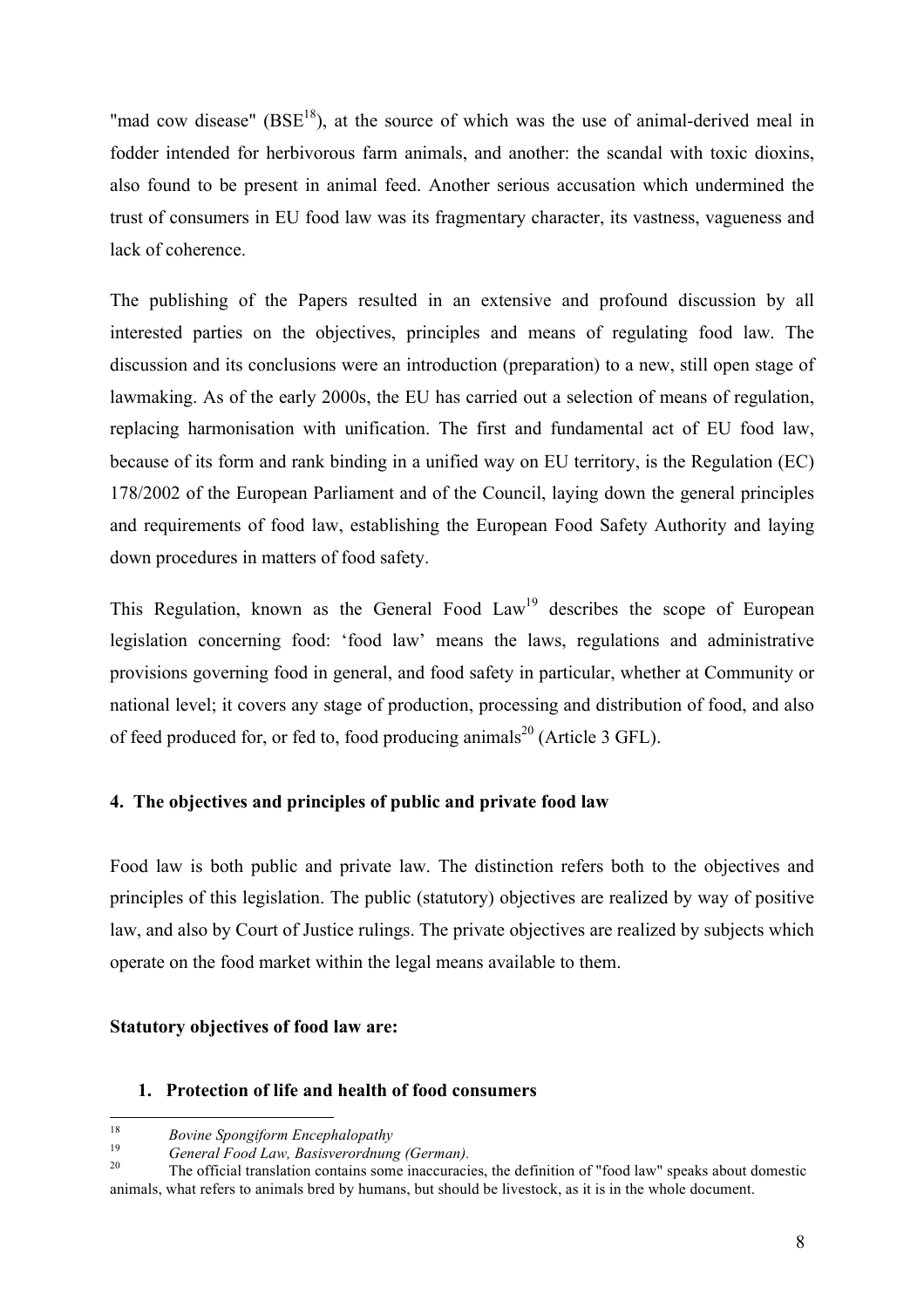"mad cow disease" (BSE[18]), at the source of which was the use of animal-derived meal in fodder intended for herbivorous farm animals, and another: the scandal with toxic dioxins, also found to be present in animal feed. Another serious accusation which undermined the trust of consumers in EU food law was its fragmentary character, its vastness, vagueness and lack of coherence.

The publishing of the Papers resulted in an extensive and profound discussion by all interested parties on the objectives, principles and means of regulating food law. The discussion and its conclusions were an introduction (preparation) to a new, still open stage of lawmaking. As of the early 2000s, the EU has carried out a selection of means of regulation, replacing harmonisation with unification. The first and fundamental act of EU food law, because of its form and rank binding in a unified way on EU territory, is the Regulation (EC) 178/2002 of the European Parliament and of the Council, laying down the general principles and requirements of food law, establishing the European Food Safety Authority and laying down procedures in matters of food safety.

This Regulation, known as the General Food Law[19] describes the scope of European legislation concerning food: 'food law' means the laws, regulations and administrative provisions governing food in general, and food safety in particular, whether at Community or national level; it covers any stage of production, processing and distribution of food, and also of feed produced for, or fed to, food producing animals[20] (Article 3 GFL).

## 4. The objectives and principles of public and private food law

Food law is both public and private law. The distinction refers both to the objectives and principles of this legislation. The public (statutory) objectives are realized by way of positive law, and also by Court of Justice rulings. The private objectives are realized by subjects which operate on the food market within the legal means available to them.

**Statutory objectives of food law are:**

1. **Protection of life and health of food consumers**

---

[18] *Bovine Spongiform Encephalopathy*

[19] *General Food Law, Basisverordnung (German).*

[20] The official translation contains some inaccuracies, the definition of "food law" speaks about domestic animals, what refers to animals bred by humans, but should be livestock, as it is in the whole document.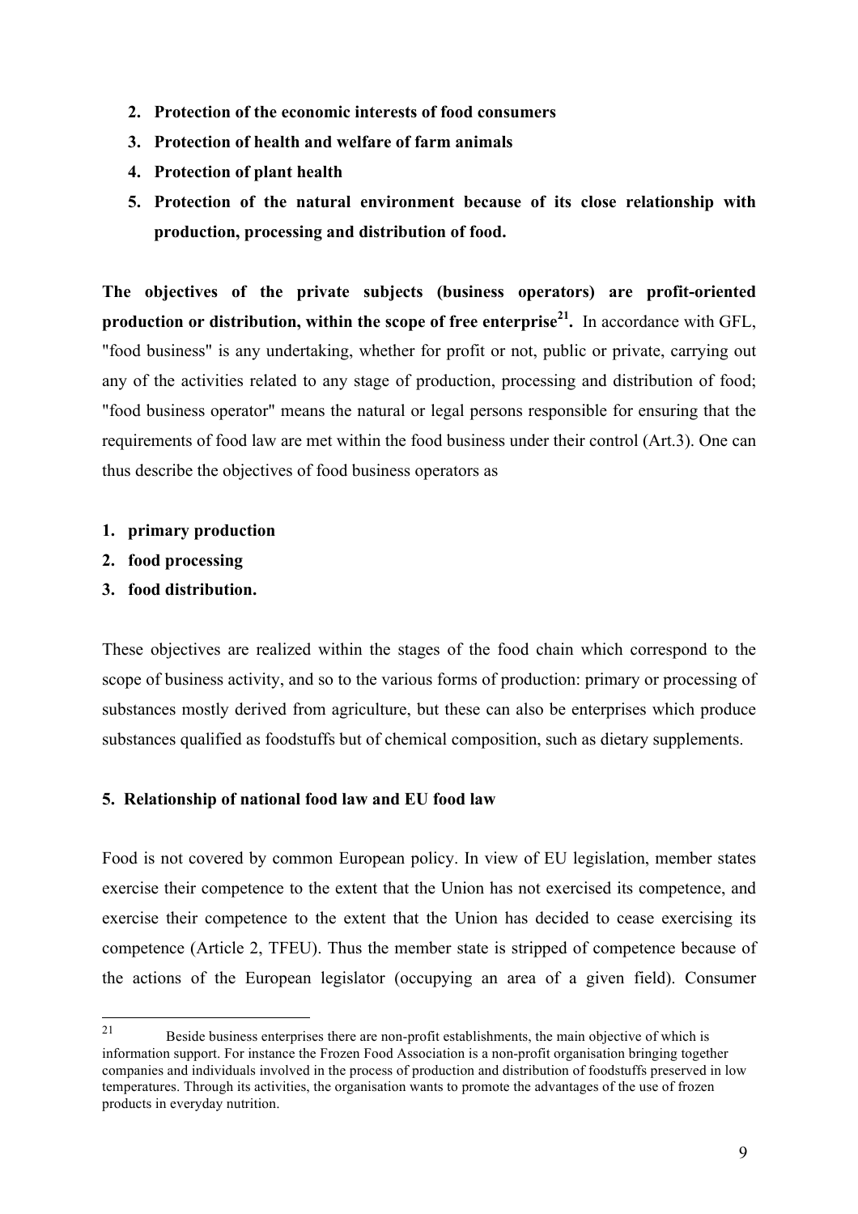2. **Protection of the economic interests of food consumers**
3. **Protection of health and welfare of farm animals**
4. **Protection of plant health**
5. **Protection of the natural environment because of its close relationship with production, processing and distribution of food.**

**The objectives of the private subjects (business operators) are profit-oriented production or distribution, within the scope of free enterprise[21].** In accordance with GFL, "food business" is any undertaking, whether for profit or not, public or private, carrying out any of the activities related to any stage of production, processing and distribution of food; "food business operator" means the natural or legal persons responsible for ensuring that the requirements of food law are met within the food business under their control (Art.3). One can thus describe the objectives of food business operators as

1. **primary production**
2. **food processing**
3. **food distribution.**

These objectives are realized within the stages of the food chain which correspond to the scope of business activity, and so to the various forms of production: primary or processing of substances mostly derived from agriculture, but these can also be enterprises which produce substances qualified as foodstuffs but of chemical composition, such as dietary supplements.

## 5. Relationship of national food law and EU food law

Food is not covered by common European policy. In view of EU legislation, member states exercise their competence to the extent that the Union has not exercised its competence, and exercise their competence to the extent that the Union has decided to cease exercising its competence (Article 2, TFEU). Thus the member state is stripped of competence because of the actions of the European legislator (occupying an area of a given field). Consumer

[21] Beside business enterprises there are non-profit establishments, the main objective of which is information support. For instance the Frozen Food Association is a non-profit organisation bringing together companies and individuals involved in the process of production and distribution of foodstuffs preserved in low temperatures. Through its activities, the organisation wants to promote the advantages of the use of frozen products in everyday nutrition.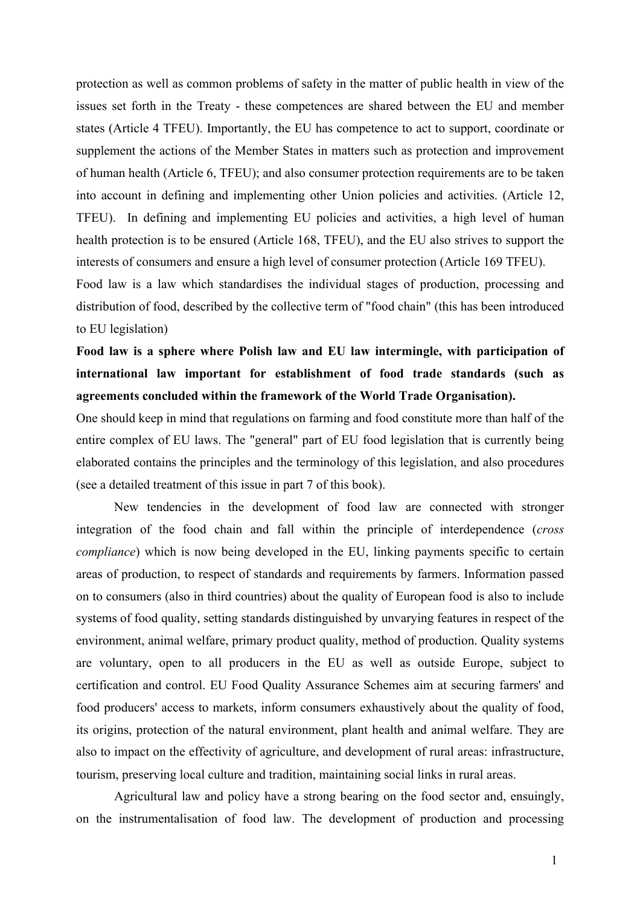protection as well as common problems of safety in the matter of public health in view of the issues set forth in the Treaty - these competences are shared between the EU and member states (Article 4 TFEU). Importantly, the EU has competence to act to support, coordinate or supplement the actions of the Member States in matters such as protection and improvement of human health (Article 6, TFEU); and also consumer protection requirements are to be taken into account in defining and implementing other Union policies and activities. (Article 12, TFEU). In defining and implementing EU policies and activities, a high level of human health protection is to be ensured (Article 168, TFEU), and the EU also strives to support the interests of consumers and ensure a high level of consumer protection (Article 169 TFEU).

Food law is a law which standardises the individual stages of production, processing and distribution of food, described by the collective term of "food chain" (this has been introduced to EU legislation)

**Food law is a sphere where Polish law and EU law intermingle, with participation of international law important for establishment of food trade standards (such as agreements concluded within the framework of the World Trade Organisation).**

One should keep in mind that regulations on farming and food constitute more than half of the entire complex of EU laws. The "general" part of EU food legislation that is currently being elaborated contains the principles and the terminology of this legislation, and also procedures (see a detailed treatment of this issue in part 7 of this book).

New tendencies in the development of food law are connected with stronger integration of the food chain and fall within the principle of interdependence (*cross compliance*) which is now being developed in the EU, linking payments specific to certain areas of production, to respect of standards and requirements by farmers. Information passed on to consumers (also in third countries) about the quality of European food is also to include systems of food quality, setting standards distinguished by unvarying features in respect of the environment, animal welfare, primary product quality, method of production. Quality systems are voluntary, open to all producers in the EU as well as outside Europe, subject to certification and control. EU Food Quality Assurance Schemes aim at securing farmers' and food producers' access to markets, inform consumers exhaustively about the quality of food, its origins, protection of the natural environment, plant health and animal welfare. They are also to impact on the effectivity of agriculture, and development of rural areas: infrastructure, tourism, preserving local culture and tradition, maintaining social links in rural areas.

Agricultural law and policy have a strong bearing on the food sector and, ensuingly, on the instrumentalisation of food law. The development of production and processing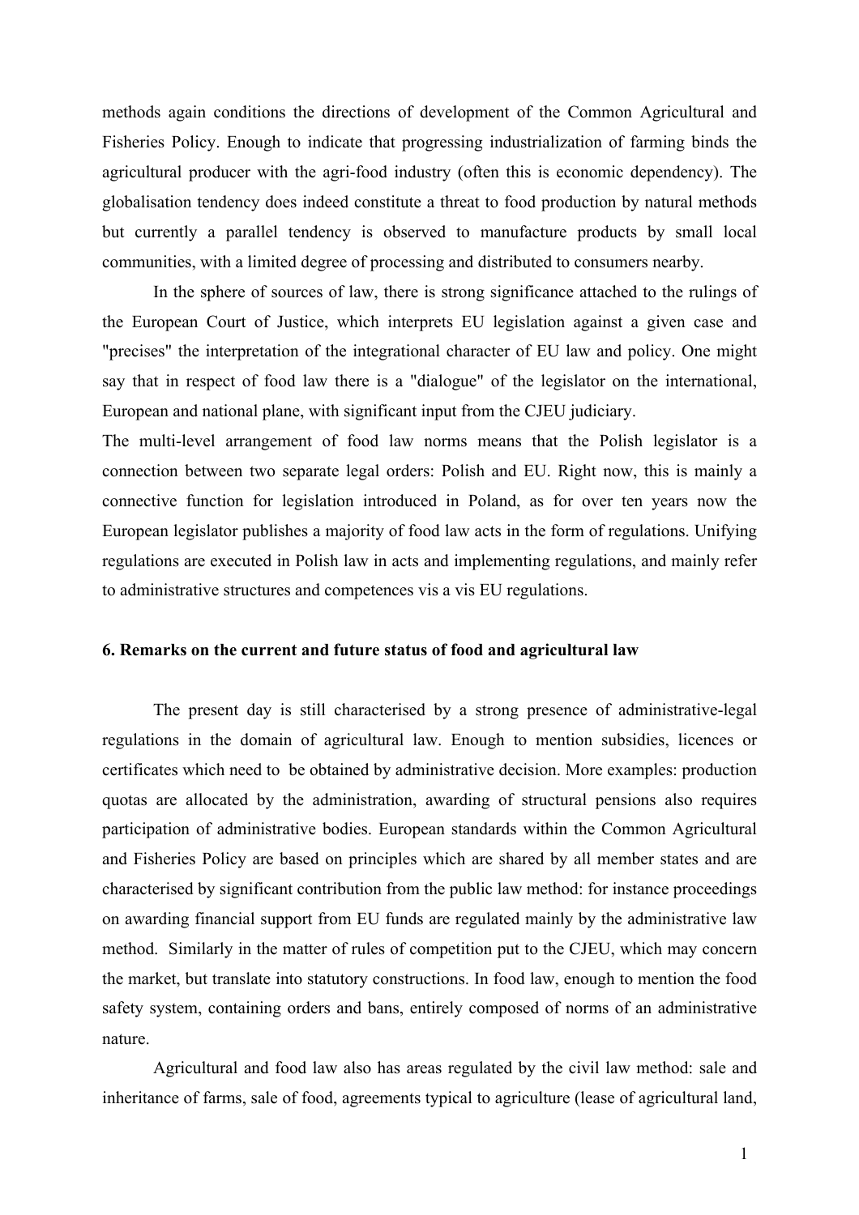methods again conditions the directions of development of the Common Agricultural and Fisheries Policy. Enough to indicate that progressing industrialization of farming binds the agricultural producer with the agri-food industry (often this is economic dependency). The globalisation tendency does indeed constitute a threat to food production by natural methods but currently a parallel tendency is observed to manufacture products by small local communities, with a limited degree of processing and distributed to consumers nearby.

In the sphere of sources of law, there is strong significance attached to the rulings of the European Court of Justice, which interprets EU legislation against a given case and "precises" the interpretation of the integrational character of EU law and policy. One might say that in respect of food law there is a "dialogue" of the legislator on the international, European and national plane, with significant input from the CJEU judiciary.

The multi-level arrangement of food law norms means that the Polish legislator is a connection between two separate legal orders: Polish and EU. Right now, this is mainly a connective function for legislation introduced in Poland, as for over ten years now the European legislator publishes a majority of food law acts in the form of regulations. Unifying regulations are executed in Polish law in acts and implementing regulations, and mainly refer to administrative structures and competences vis a vis EU regulations.

**6. Remarks on the current and future status of food and agricultural law**

The present day is still characterised by a strong presence of administrative-legal regulations in the domain of agricultural law. Enough to mention subsidies, licences or certificates which need to be obtained by administrative decision. More examples: production quotas are allocated by the administration, awarding of structural pensions also requires participation of administrative bodies. European standards within the Common Agricultural and Fisheries Policy are based on principles which are shared by all member states and are characterised by significant contribution from the public law method: for instance proceedings on awarding financial support from EU funds are regulated mainly by the administrative law method. Similarly in the matter of rules of competition put to the CJEU, which may concern the market, but translate into statutory constructions. In food law, enough to mention the food safety system, containing orders and bans, entirely composed of norms of an administrative nature.

Agricultural and food law also has areas regulated by the civil law method: sale and inheritance of farms, sale of food, agreements typical to agriculture (lease of agricultural land,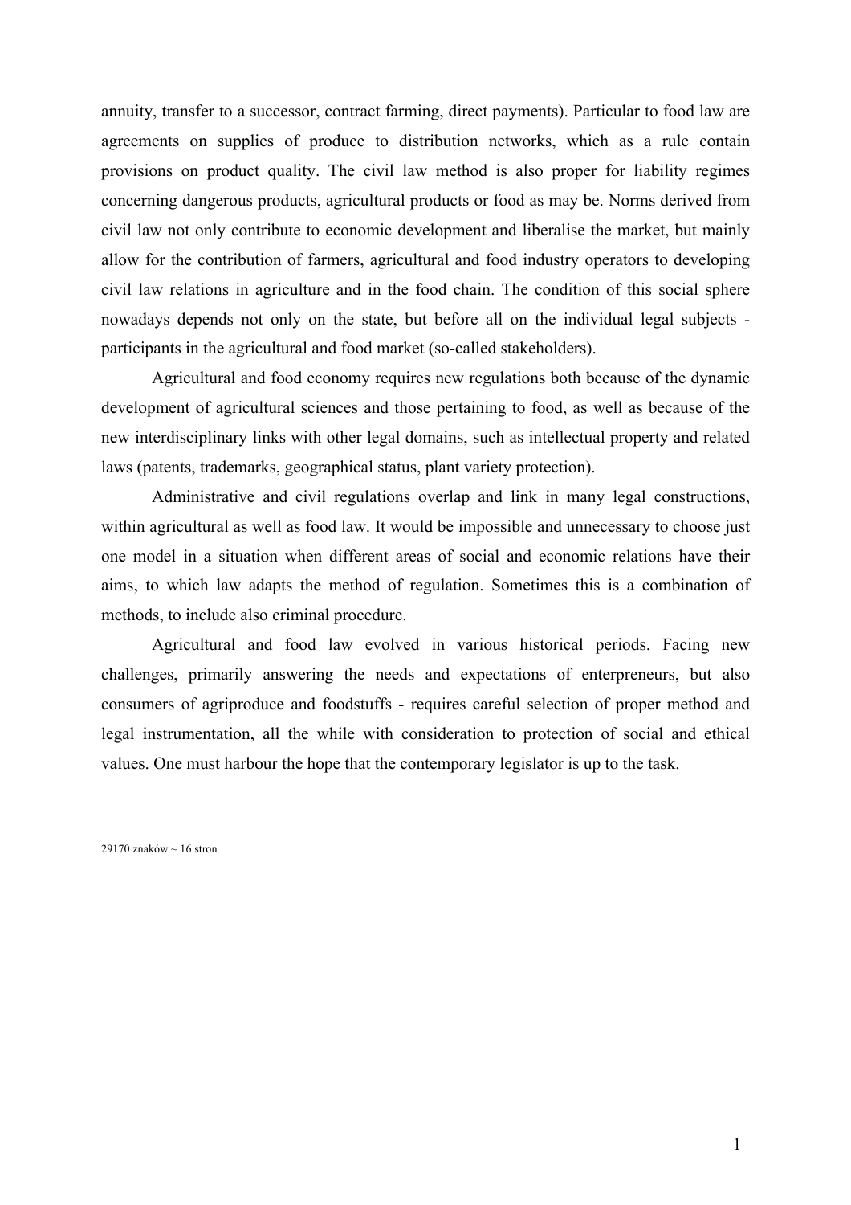annuity, transfer to a successor, contract farming, direct payments). Particular to food law are agreements on supplies of produce to distribution networks, which as a rule contain provisions on product quality. The civil law method is also proper for liability regimes concerning dangerous products, agricultural products or food as may be. Norms derived from civil law not only contribute to economic development and liberalise the market, but mainly allow for the contribution of farmers, agricultural and food industry operators to developing civil law relations in agriculture and in the food chain. The condition of this social sphere nowadays depends not only on the state, but before all on the individual legal subjects - participants in the agricultural and food market (so-called stakeholders).

Agricultural and food economy requires new regulations both because of the dynamic development of agricultural sciences and those pertaining to food, as well as because of the new interdisciplinary links with other legal domains, such as intellectual property and related laws (patents, trademarks, geographical status, plant variety protection).

Administrative and civil regulations overlap and link in many legal constructions, within agricultural as well as food law. It would be impossible and unnecessary to choose just one model in a situation when different areas of social and economic relations have their aims, to which law adapts the method of regulation. Sometimes this is a combination of methods, to include also criminal procedure.

Agricultural and food law evolved in various historical periods. Facing new challenges, primarily answering the needs and expectations of enterpreneurs, but also consumers of agriproduce and foodstuffs - requires careful selection of proper method and legal instrumentation, all the while with consideration to protection of social and ethical values. One must harbour the hope that the contemporary legislator is up to the task.

29170 znaków ~ 16 stron